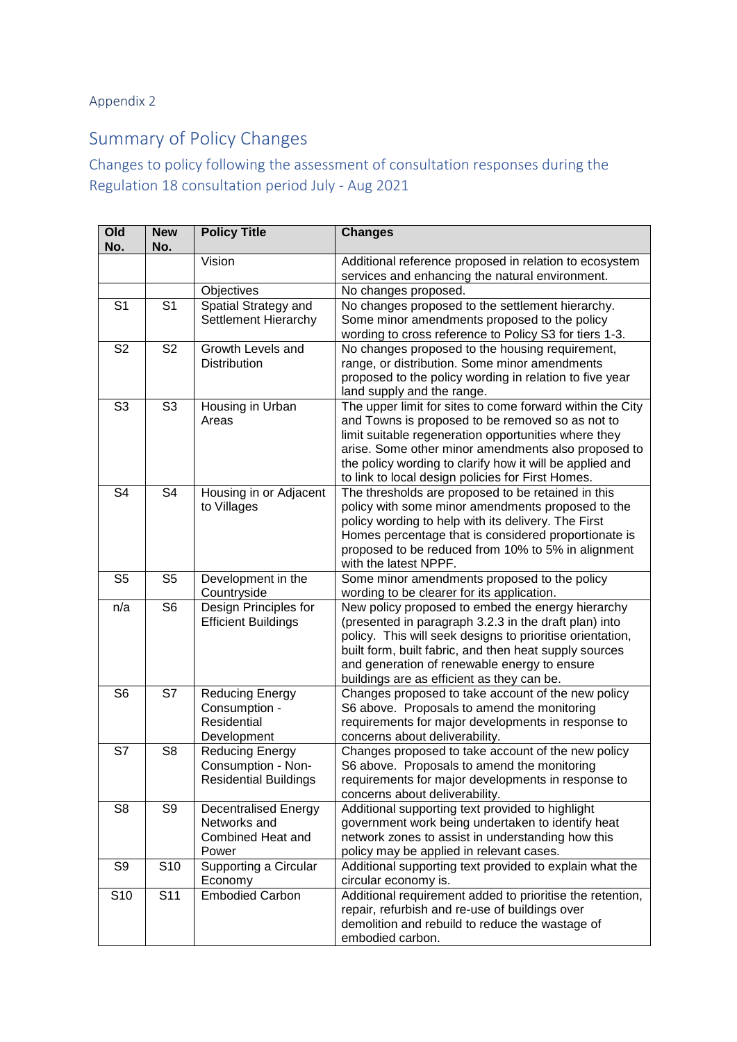Appendix 2

# Summary of Policy Changes

## Changes to policy following the assessment of consultation responses during the Regulation 18 consultation period July - Aug 2021

| Old No. | New No. | Policy Title | Changes |
|---|---|---|---|
| | | Vision | Additional reference proposed in relation to ecosystem services and enhancing the natural environment. |
| | | Objectives | No changes proposed. |
| S1 | S1 | Spatial Strategy and Settlement Hierarchy | No changes proposed to the settlement hierarchy. Some minor amendments proposed to the policy wording to cross reference to Policy S3 for tiers 1-3. |
| S2 | S2 | Growth Levels and Distribution | No changes proposed to the housing requirement, range, or distribution. Some minor amendments proposed to the policy wording in relation to five year land supply and the range. |
| S3 | S3 | Housing in Urban Areas | The upper limit for sites to come forward within the City and Towns is proposed to be removed so as not to limit suitable regeneration opportunities where they arise. Some other minor amendments also proposed to the policy wording to clarify how it will be applied and to link to local design policies for First Homes. |
| S4 | S4 | Housing in or Adjacent to Villages | The thresholds are proposed to be retained in this policy with some minor amendments proposed to the policy wording to help with its delivery. The First Homes percentage that is considered proportionate is proposed to be reduced from 10% to 5% in alignment with the latest NPPF. |
| S5 | S5 | Development in the Countryside | Some minor amendments proposed to the policy wording to be clearer for its application. |
| n/a | S6 | Design Principles for Efficient Buildings | New policy proposed to embed the energy hierarchy (presented in paragraph 3.2.3 in the draft plan) into policy. This will seek designs to prioritise orientation, built form, built fabric, and then heat supply sources and generation of renewable energy to ensure buildings are as efficient as they can be. |
| S6 | S7 | Reducing Energy Consumption - Residential Development | Changes proposed to take account of the new policy S6 above. Proposals to amend the monitoring requirements for major developments in response to concerns about deliverability. |
| S7 | S8 | Reducing Energy Consumption - Non-Residential Buildings | Changes proposed to take account of the new policy S6 above. Proposals to amend the monitoring requirements for major developments in response to concerns about deliverability. |
| S8 | S9 | Decentralised Energy Networks and Combined Heat and Power | Additional supporting text provided to highlight government work being undertaken to identify heat network zones to assist in understanding how this policy may be applied in relevant cases. |
| S9 | S10 | Supporting a Circular Economy | Additional supporting text provided to explain what the circular economy is. |
| S10 | S11 | Embodied Carbon | Additional requirement added to prioritise the retention, repair, refurbish and re-use of buildings over demolition and rebuild to reduce the wastage of embodied carbon. |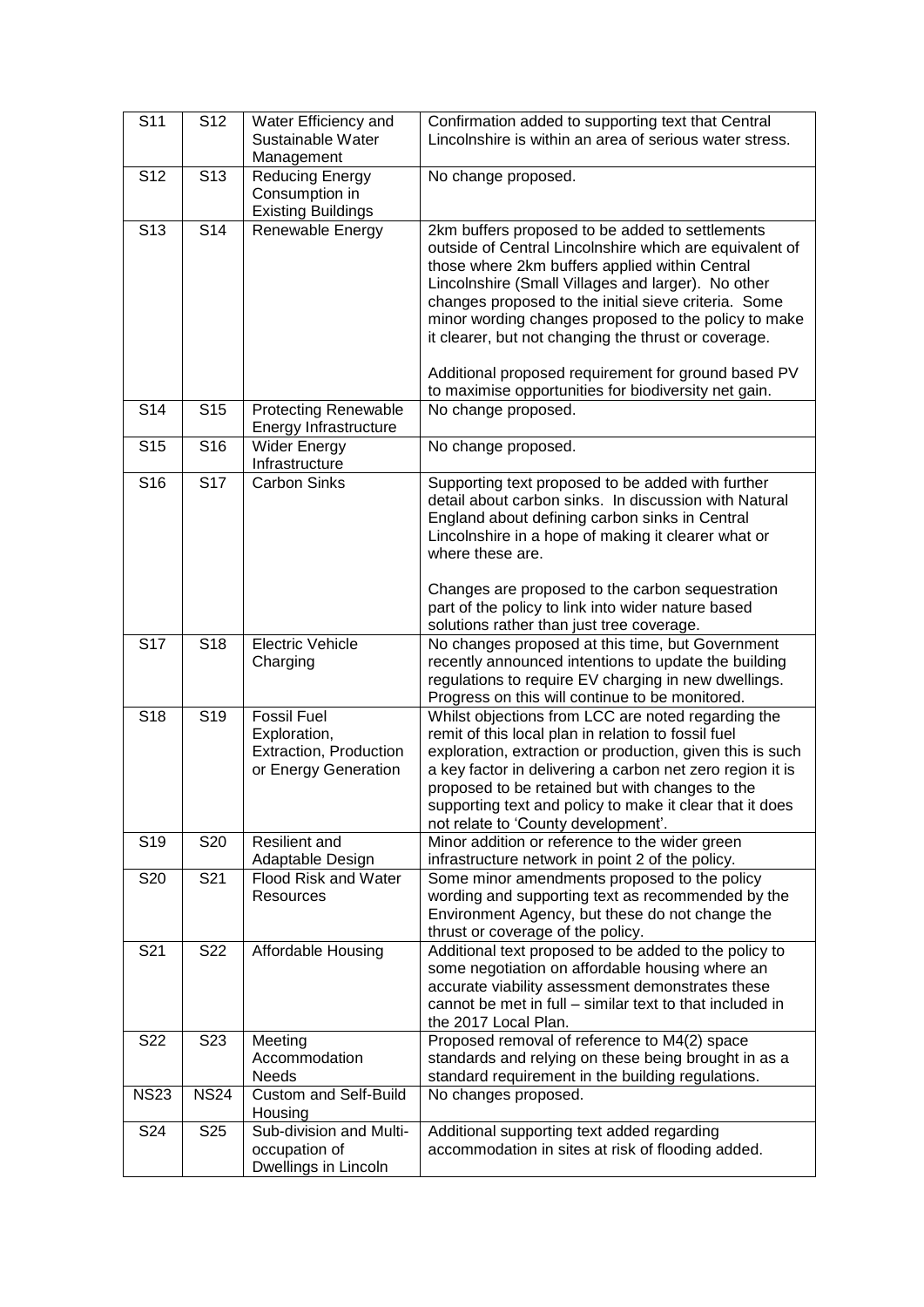| S11 | S12 | Water Efficiency and Sustainable Water Management | Confirmation added to supporting text that Central Lincolnshire is within an area of serious water stress. |
|---|---|---|---|
| S12 | S13 | Reducing Energy Consumption in Existing Buildings | No change proposed. |
| S13 | S14 | Renewable Energy | 2km buffers proposed to be added to settlements outside of Central Lincolnshire which are equivalent of those where 2km buffers applied within Central Lincolnshire (Small Villages and larger). No other changes proposed to the initial sieve criteria. Some minor wording changes proposed to the policy to make it clearer, but not changing the thrust or coverage.<br><br>Additional proposed requirement for ground based PV to maximise opportunities for biodiversity net gain. |
| S14 | S15 | Protecting Renewable Energy Infrastructure | No change proposed. |
| S15 | S16 | Wider Energy Infrastructure | No change proposed. |
| S16 | S17 | Carbon Sinks | Supporting text proposed to be added with further detail about carbon sinks. In discussion with Natural England about defining carbon sinks in Central Lincolnshire in a hope of making it clearer what or where these are.<br><br>Changes are proposed to the carbon sequestration part of the policy to link into wider nature based solutions rather than just tree coverage. |
| S17 | S18 | Electric Vehicle Charging | No changes proposed at this time, but Government recently announced intentions to update the building regulations to require EV charging in new dwellings. Progress on this will continue to be monitored. |
| S18 | S19 | Fossil Fuel Exploration, Extraction, Production or Energy Generation | Whilst objections from LCC are noted regarding the remit of this local plan in relation to fossil fuel exploration, extraction or production, given this is such a key factor in delivering a carbon net zero region it is proposed to be retained but with changes to the supporting text and policy to make it clear that it does not relate to 'County development'. |
| S19 | S20 | Resilient and Adaptable Design | Minor addition or reference to the wider green infrastructure network in point 2 of the policy. |
| S20 | S21 | Flood Risk and Water Resources | Some minor amendments proposed to the policy wording and supporting text as recommended by the Environment Agency, but these do not change the thrust or coverage of the policy. |
| S21 | S22 | Affordable Housing | Additional text proposed to be added to the policy to some negotiation on affordable housing where an accurate viability assessment demonstrates these cannot be met in full – similar text to that included in the 2017 Local Plan. |
| S22 | S23 | Meeting Accommodation Needs | Proposed removal of reference to M4(2) space standards and relying on these being brought in as a standard requirement in the building regulations. |
| NS23 | NS24 | Custom and Self-Build Housing | No changes proposed. |
| S24 | S25 | Sub-division and Multi-occupation of Dwellings in Lincoln | Additional supporting text added regarding accommodation in sites at risk of flooding added. |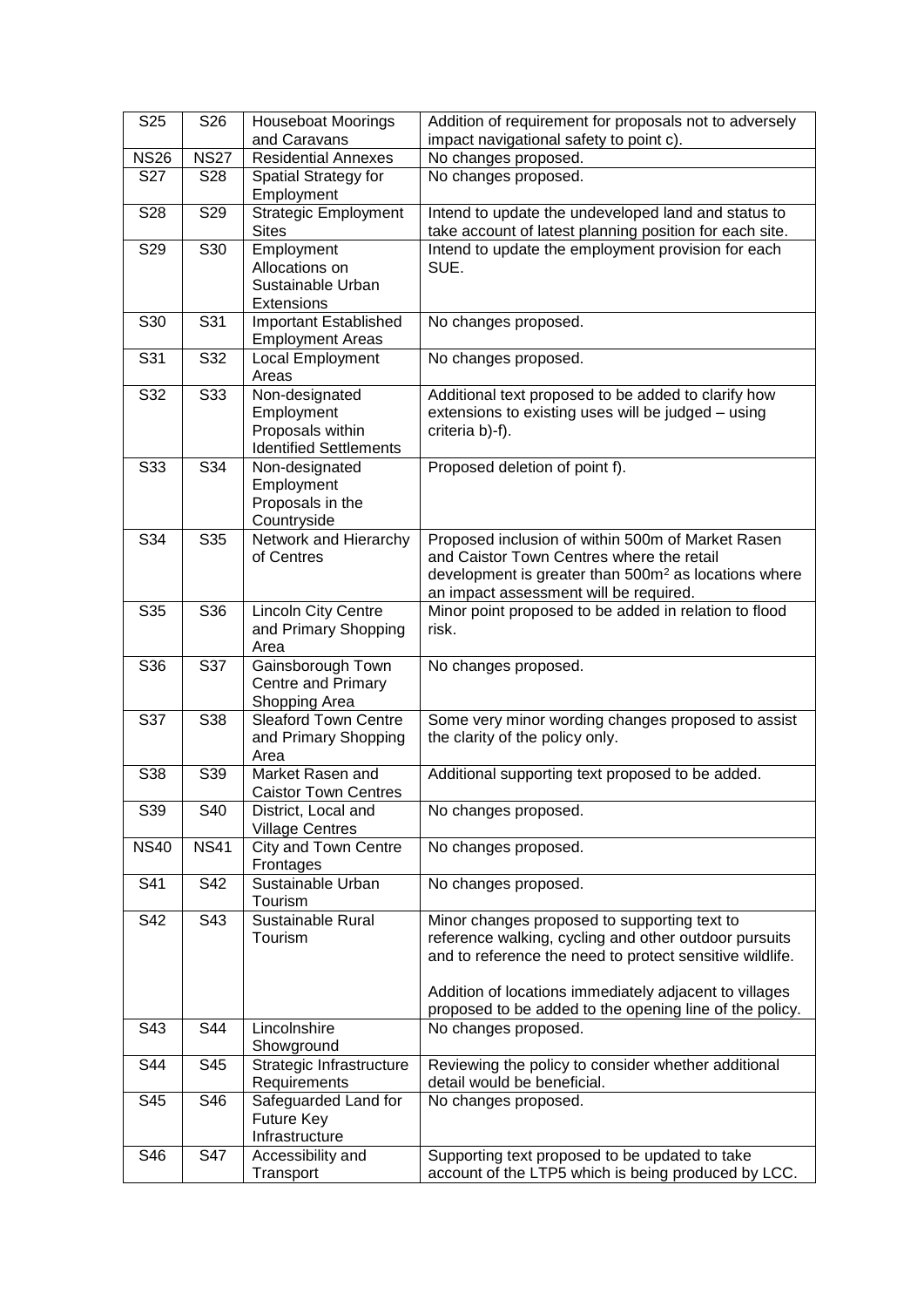| S25 | S26 | Houseboat Moorings and Caravans | Addition of requirement for proposals not to adversely impact navigational safety to point c). |
|---|---|---|---|
| NS26 | NS27 | Residential Annexes | No changes proposed. |
| S27 | S28 | Spatial Strategy for Employment | No changes proposed. |
| S28 | S29 | Strategic Employment Sites | Intend to update the undeveloped land and status to take account of latest planning position for each site. |
| S29 | S30 | Employment Allocations on Sustainable Urban Extensions | Intend to update the employment provision for each SUE. |
| S30 | S31 | Important Established Employment Areas | No changes proposed. |
| S31 | S32 | Local Employment Areas | No changes proposed. |
| S32 | S33 | Non-designated Employment Proposals within Identified Settlements | Additional text proposed to be added to clarify how extensions to existing uses will be judged – using criteria b)-f). |
| S33 | S34 | Non-designated Employment Proposals in the Countryside | Proposed deletion of point f). |
| S34 | S35 | Network and Hierarchy of Centres | Proposed inclusion of within 500m of Market Rasen and Caistor Town Centres where the retail development is greater than 500m² as locations where an impact assessment will be required. |
| S35 | S36 | Lincoln City Centre and Primary Shopping Area | Minor point proposed to be added in relation to flood risk. |
| S36 | S37 | Gainsborough Town Centre and Primary Shopping Area | No changes proposed. |
| S37 | S38 | Sleaford Town Centre and Primary Shopping Area | Some very minor wording changes proposed to assist the clarity of the policy only. |
| S38 | S39 | Market Rasen and Caistor Town Centres | Additional supporting text proposed to be added. |
| S39 | S40 | District, Local and Village Centres | No changes proposed. |
| NS40 | NS41 | City and Town Centre Frontages | No changes proposed. |
| S41 | S42 | Sustainable Urban Tourism | No changes proposed. |
| S42 | S43 | Sustainable Rural Tourism | Minor changes proposed to supporting text to reference walking, cycling and other outdoor pursuits and to reference the need to protect sensitive wildlife.<br><br>Addition of locations immediately adjacent to villages proposed to be added to the opening line of the policy. |
| S43 | S44 | Lincolnshire Showground | No changes proposed. |
| S44 | S45 | Strategic Infrastructure Requirements | Reviewing the policy to consider whether additional detail would be beneficial. |
| S45 | S46 | Safeguarded Land for Future Key Infrastructure | No changes proposed. |
| S46 | S47 | Accessibility and Transport | Supporting text proposed to be updated to take account of the LTP5 which is being produced by LCC. |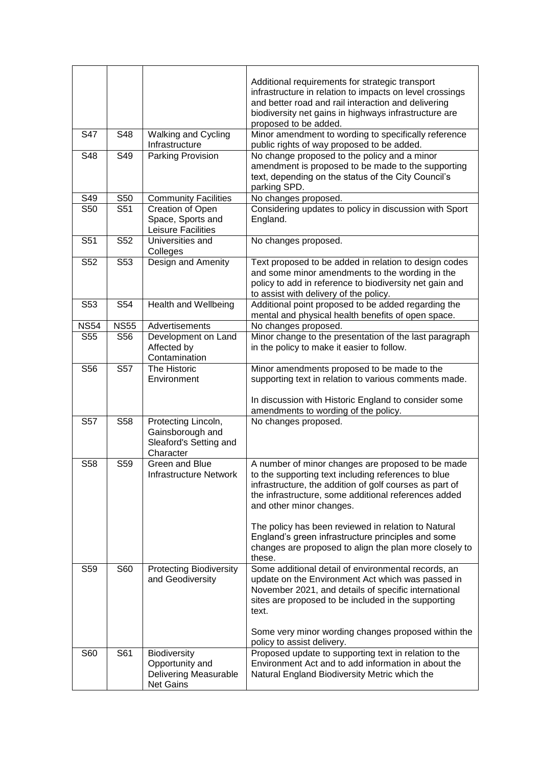| | | | |
|---|---|---|---|
| | | | Additional requirements for strategic transport infrastructure in relation to impacts on level crossings and better road and rail interaction and delivering biodiversity net gains in highways infrastructure are proposed to be added. |
| S47 | S48 | Walking and Cycling Infrastructure | Minor amendment to wording to specifically reference public rights of way proposed to be added. |
| S48 | S49 | Parking Provision | No change proposed to the policy and a minor amendment is proposed to be made to the supporting text, depending on the status of the City Council's parking SPD. |
| S49 | S50 | Community Facilities | No changes proposed. |
| S50 | S51 | Creation of Open Space, Sports and Leisure Facilities | Considering updates to policy in discussion with Sport England. |
| S51 | S52 | Universities and Colleges | No changes proposed. |
| S52 | S53 | Design and Amenity | Text proposed to be added in relation to design codes and some minor amendments to the wording in the policy to add in reference to biodiversity net gain and to assist with delivery of the policy. |
| S53 | S54 | Health and Wellbeing | Additional point proposed to be added regarding the mental and physical health benefits of open space. |
| NS54 | NS55 | Advertisements | No changes proposed. |
| S55 | S56 | Development on Land Affected by Contamination | Minor change to the presentation of the last paragraph in the policy to make it easier to follow. |
| S56 | S57 | The Historic Environment | Minor amendments proposed to be made to the supporting text in relation to various comments made.<br><br>In discussion with Historic England to consider some amendments to wording of the policy. |
| S57 | S58 | Protecting Lincoln, Gainsborough and Sleaford's Setting and Character | No changes proposed. |
| S58 | S59 | Green and Blue Infrastructure Network | A number of minor changes are proposed to be made to the supporting text including references to blue infrastructure, the addition of golf courses as part of the infrastructure, some additional references added and other minor changes.<br><br>The policy has been reviewed in relation to Natural England's green infrastructure principles and some changes are proposed to align the plan more closely to these. |
| S59 | S60 | Protecting Biodiversity and Geodiversity | Some additional detail of environmental records, an update on the Environment Act which was passed in November 2021, and details of specific international sites are proposed to be included in the supporting text.<br><br>Some very minor wording changes proposed within the policy to assist delivery. |
| S60 | S61 | Biodiversity Opportunity and Delivering Measurable Net Gains | Proposed update to supporting text in relation to the Environment Act and to add information in about the Natural England Biodiversity Metric which the |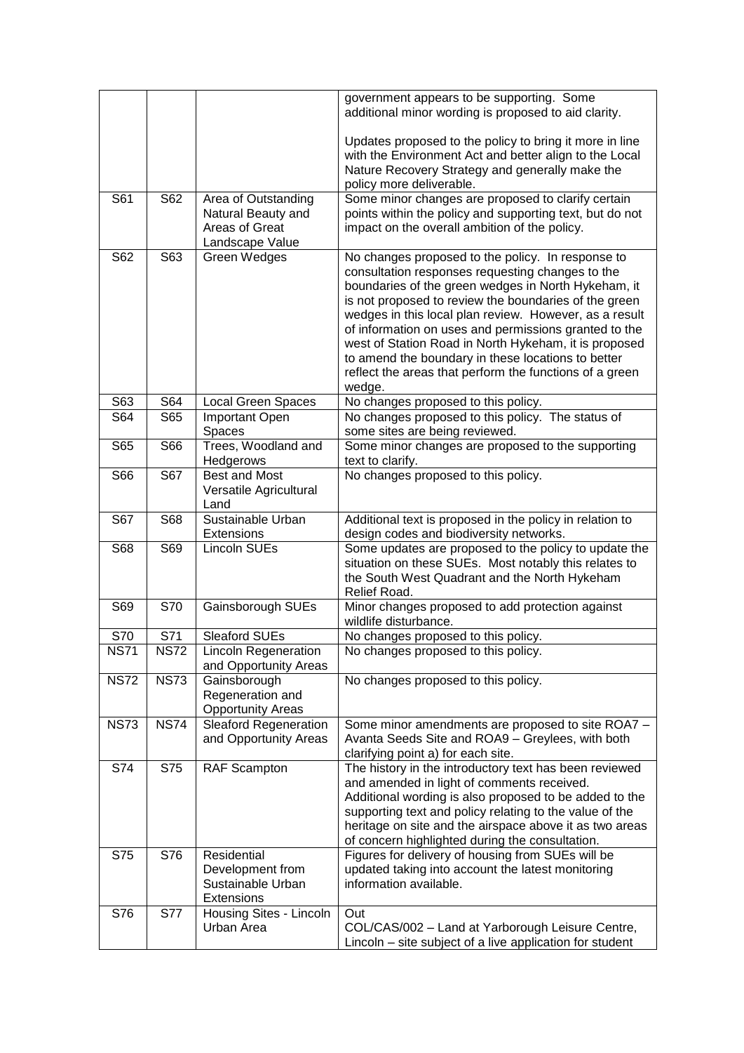|  |  |  | government appears to be supporting. Some additional minor wording is proposed to aid clarity.<br><br>Updates proposed to the policy to bring it more in line with the Environment Act and better align to the Local Nature Recovery Strategy and generally make the policy more deliverable. |
|---|---|---|---|
| S61 | S62 | Area of Outstanding Natural Beauty and Areas of Great Landscape Value | Some minor changes are proposed to clarify certain points within the policy and supporting text, but do not impact on the overall ambition of the policy. |
| S62 | S63 | Green Wedges | No changes proposed to the policy. In response to consultation responses requesting changes to the boundaries of the green wedges in North Hykeham, it is not proposed to review the boundaries of the green wedges in this local plan review. However, as a result of information on uses and permissions granted to the west of Station Road in North Hykeham, it is proposed to amend the boundary in these locations to better reflect the areas that perform the functions of a green wedge. |
| S63 | S64 | Local Green Spaces | No changes proposed to this policy. |
| S64 | S65 | Important Open Spaces | No changes proposed to this policy. The status of some sites are being reviewed. |
| S65 | S66 | Trees, Woodland and Hedgerows | Some minor changes are proposed to the supporting text to clarify. |
| S66 | S67 | Best and Most Versatile Agricultural Land | No changes proposed to this policy. |
| S67 | S68 | Sustainable Urban Extensions | Additional text is proposed in the policy in relation to design codes and biodiversity networks. |
| S68 | S69 | Lincoln SUEs | Some updates are proposed to the policy to update the situation on these SUEs. Most notably this relates to the South West Quadrant and the North Hykeham Relief Road. |
| S69 | S70 | Gainsborough SUEs | Minor changes proposed to add protection against wildlife disturbance. |
| S70 | S71 | Sleaford SUEs | No changes proposed to this policy. |
| NS71 | NS72 | Lincoln Regeneration and Opportunity Areas | No changes proposed to this policy. |
| NS72 | NS73 | Gainsborough Regeneration and Opportunity Areas | No changes proposed to this policy. |
| NS73 | NS74 | Sleaford Regeneration and Opportunity Areas | Some minor amendments are proposed to site ROA7 – Avanta Seeds Site and ROA9 – Greylees, with both clarifying point a) for each site. |
| S74 | S75 | RAF Scampton | The history in the introductory text has been reviewed and amended in light of comments received. Additional wording is also proposed to be added to the supporting text and policy relating to the value of the heritage on site and the airspace above it as two areas of concern highlighted during the consultation. |
| S75 | S76 | Residential Development from Sustainable Urban Extensions | Figures for delivery of housing from SUEs will be updated taking into account the latest monitoring information available. |
| S76 | S77 | Housing Sites - Lincoln Urban Area | Out<br>COL/CAS/002 – Land at Yarborough Leisure Centre, Lincoln – site subject of a live application for student |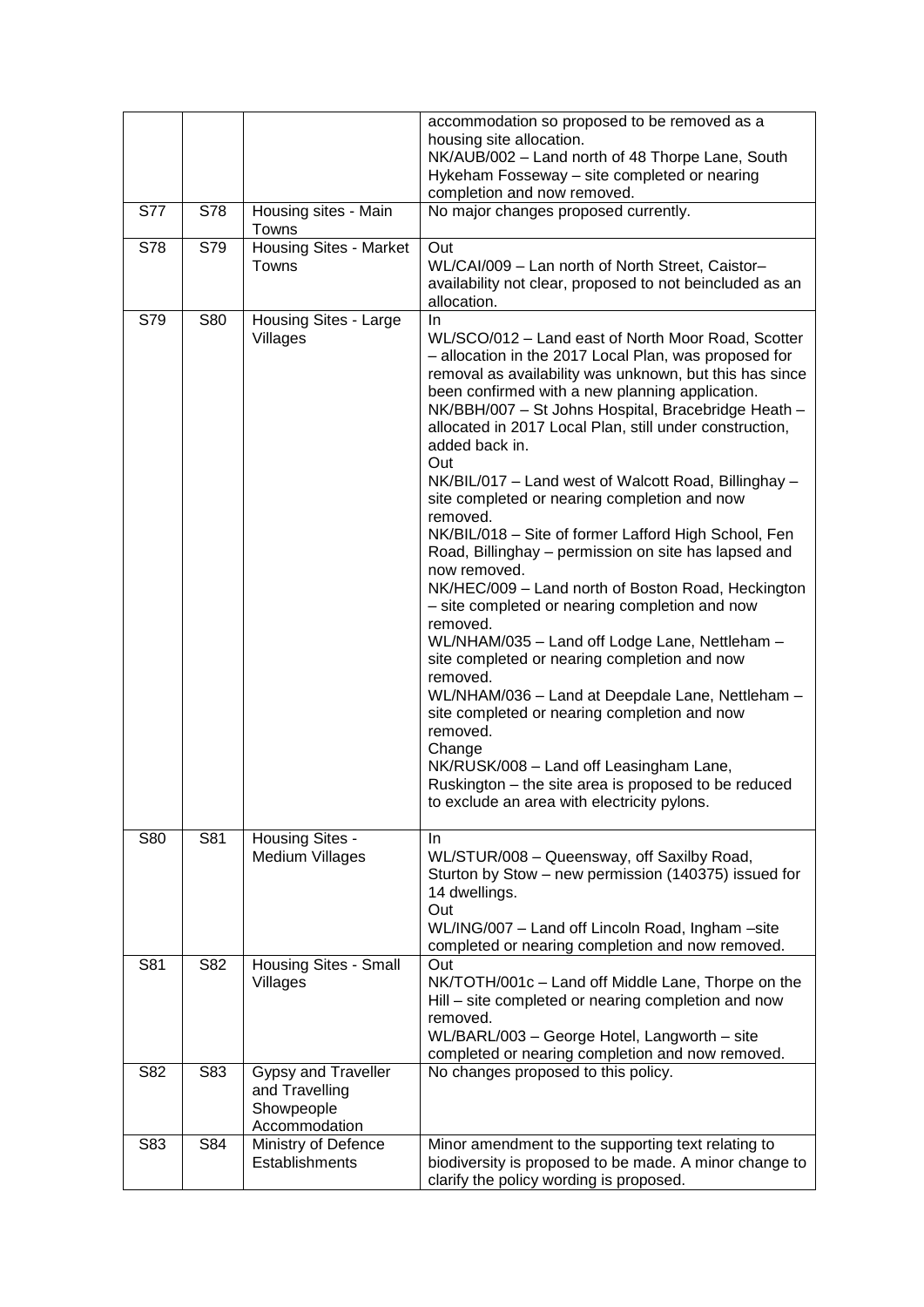| | | | |
|---|---|---|---|
| | | | accommodation so proposed to be removed as a housing site allocation.<br>NK/AUB/002 – Land north of 48 Thorpe Lane, South Hykeham Fosseway – site completed or nearing completion and now removed. |
| S77 | S78 | Housing sites - Main Towns | No major changes proposed currently. |
| S78 | S79 | Housing Sites - Market Towns | Out<br>WL/CAI/009 – Lan north of North Street, Caistor– availability not clear, proposed to not beincluded as an allocation. |
| S79 | S80 | Housing Sites - Large Villages | In<br>WL/SCO/012 – Land east of North Moor Road, Scotter – allocation in the 2017 Local Plan, was proposed for removal as availability was unknown, but this has since been confirmed with a new planning application.<br>NK/BBH/007 – St Johns Hospital, Bracebridge Heath – allocated in 2017 Local Plan, still under construction, added back in.<br>Out<br>NK/BIL/017 – Land west of Walcott Road, Billinghay – site completed or nearing completion and now removed.<br>NK/BIL/018 – Site of former Lafford High School, Fen Road, Billinghay – permission on site has lapsed and now removed.<br>NK/HEC/009 – Land north of Boston Road, Heckington – site completed or nearing completion and now removed.<br>WL/NHAM/035 – Land off Lodge Lane, Nettleham – site completed or nearing completion and now removed.<br>WL/NHAM/036 – Land at Deepdale Lane, Nettleham – site completed or nearing completion and now removed.<br>Change<br>NK/RUSK/008 – Land off Leasingham Lane, Ruskington – the site area is proposed to be reduced to exclude an area with electricity pylons. |
| S80 | S81 | Housing Sites - Medium Villages | In<br>WL/STUR/008 – Queensway, off Saxilby Road, Sturton by Stow – new permission (140375) issued for 14 dwellings.<br>Out<br>WL/ING/007 – Land off Lincoln Road, Ingham –site completed or nearing completion and now removed. |
| S81 | S82 | Housing Sites - Small Villages | Out<br>NK/TOTH/001c – Land off Middle Lane, Thorpe on the Hill – site completed or nearing completion and now removed.<br>WL/BARL/003 – George Hotel, Langworth – site completed or nearing completion and now removed. |
| S82 | S83 | Gypsy and Traveller and Travelling Showpeople Accommodation | No changes proposed to this policy. |
| S83 | S84 | Ministry of Defence Establishments | Minor amendment to the supporting text relating to biodiversity is proposed to be made. A minor change to clarify the policy wording is proposed. |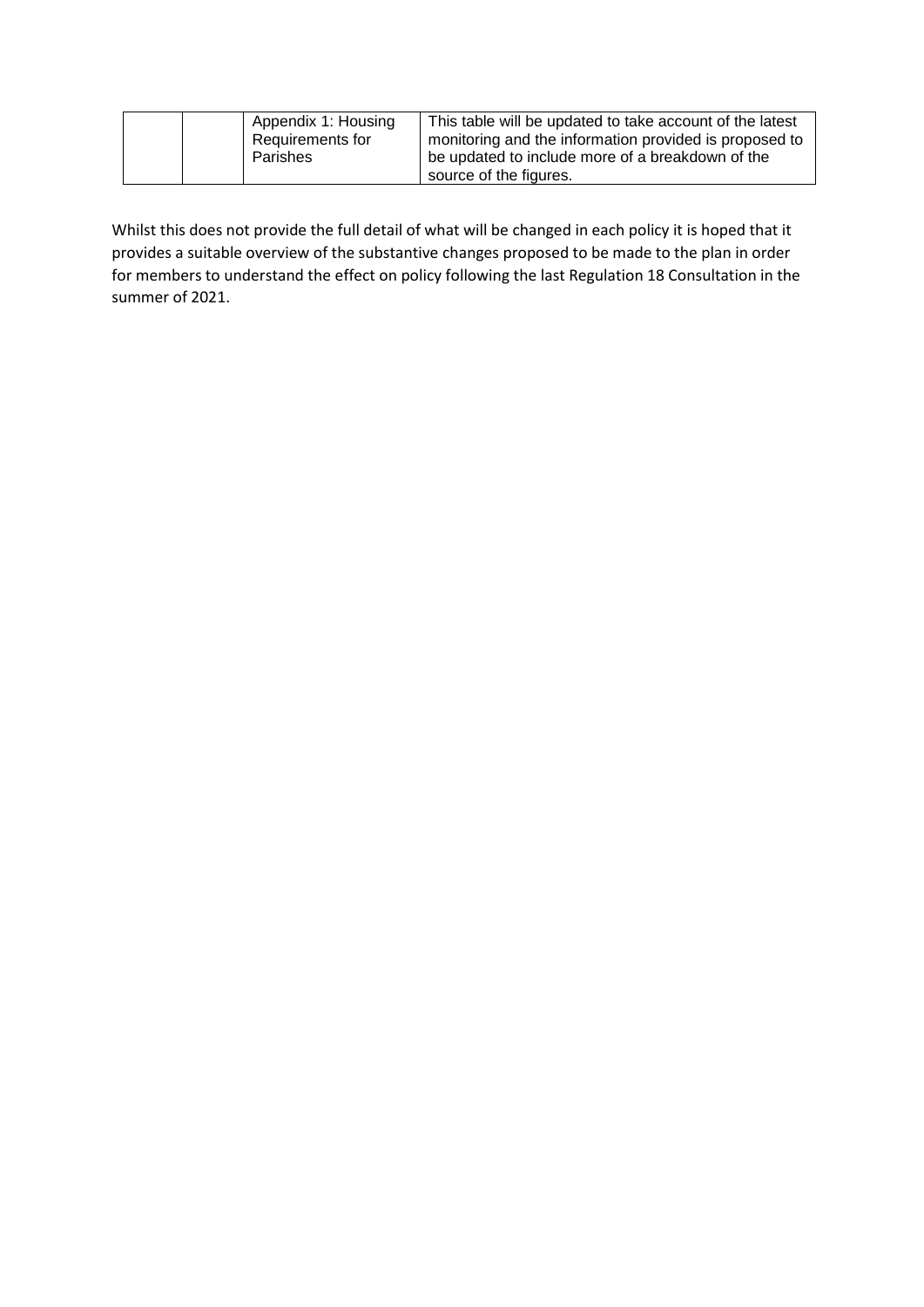| | | | |
|---|---|---|---|
| | | Appendix 1: Housing Requirements for Parishes | This table will be updated to take account of the latest monitoring and the information provided is proposed to be updated to include more of a breakdown of the source of the figures. |

Whilst this does not provide the full detail of what will be changed in each policy it is hoped that it provides a suitable overview of the substantive changes proposed to be made to the plan in order for members to understand the effect on policy following the last Regulation 18 Consultation in the summer of 2021.